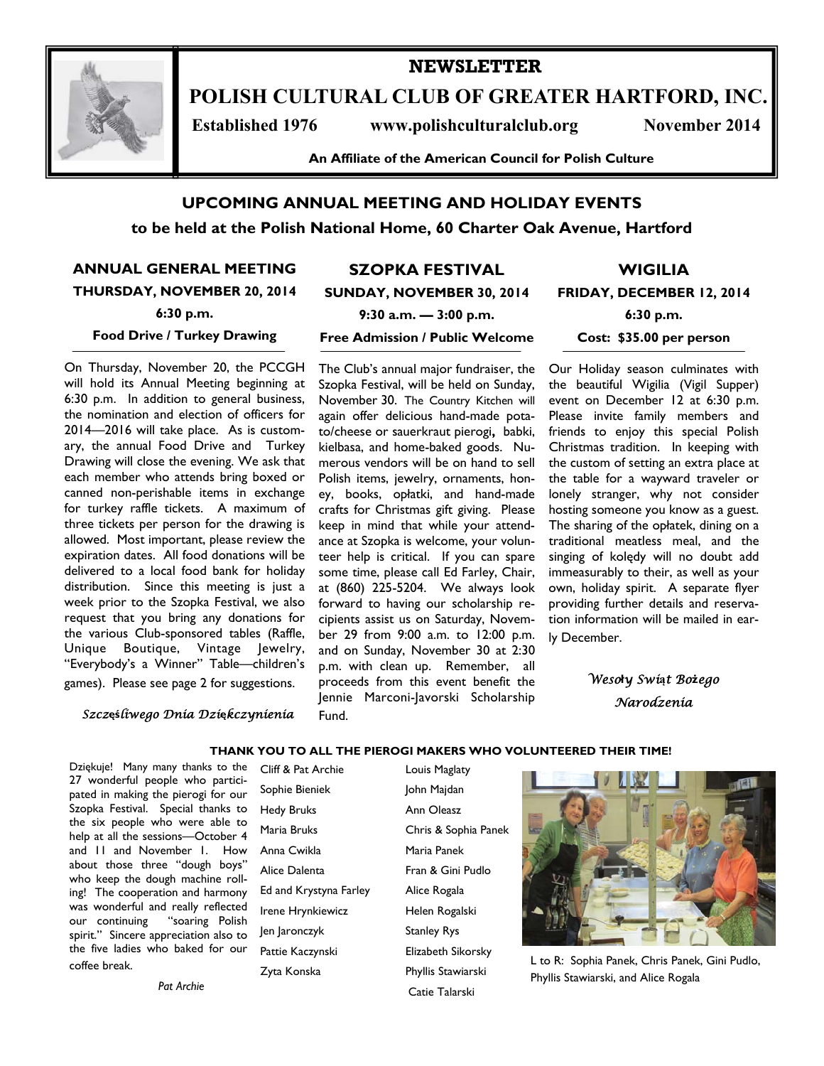# NEWSLETTER

# POLISH CULTURAL CLUB OF GREATER HARTFORD, INC.

**Established 1976** **www.polishculturalclub.org** **November 2014**

**An Affiliate of the American Council for Polish Culture**

## UPCOMING ANNUAL MEETING AND HOLIDAY EVENTS

**to be held at the Polish National Home, 60 Charter Oak Avenue, Hartford**

### ANNUAL GENERAL MEETING

**THURSDAY, NOVEMBER 20, 2014**

**6:30 p.m.**

**Food Drive / Turkey Drawing**

On Thursday, November 20, the PCCGH will hold its Annual Meeting beginning at 6:30 p.m. In addition to general business, the nomination and election of officers for 2014—2016 will take place. As is customary, the annual Food Drive and Turkey Drawing will close the evening. We ask that each member who attends bring boxed or canned non-perishable items in exchange for turkey raffle tickets. A maximum of three tickets per person for the drawing is allowed. Most important, please review the expiration dates. All food donations will be delivered to a local food bank for holiday distribution. Since this meeting is just a week prior to the Szopka Festival, we also request that you bring any donations for the various Club-sponsored tables (Raffle, Unique Boutique, Vintage Jewelry, "Everybody's a Winner" Table—children's games). Please see page 2 for suggestions.

*Szczęśliwego Dnia Dziękczynienia*

### SZOPKA FESTIVAL

**SUNDAY, NOVEMBER 30, 2014**

**9:30 a.m. — 3:00 p.m.**

**Free Admission / Public Welcome**

The Club's annual major fundraiser, the Szopka Festival, will be held on Sunday, November 30. The Country Kitchen will again offer delicious hand-made potato/cheese or sauerkraut pierogi**,** babki, kielbasa, and home-baked goods. Numerous vendors will be on hand to sell Polish items, jewelry, ornaments, honey, books, opłatki, and hand-made crafts for Christmas gift giving. Please keep in mind that while your attendance at Szopka is welcome, your volunteer help is critical. If you can spare some time, please call Ed Farley, Chair, at (860) 225-5204. We always look forward to having our scholarship recipients assist us on Saturday, November 29 from 9:00 a.m. to 12:00 p.m. and on Sunday, November 30 at 2:30 p.m. with clean up. Remember, all proceeds from this event benefit the Jennie Marconi-Javorski Scholarship Fund.

### WIGILIA

**FRIDAY, DECEMBER 12, 2014**

**6:30 p.m.**

**Cost: $35.00 per person**

Our Holiday season culminates with the beautiful Wigilia (Vigil Supper) event on December 12 at 6:30 p.m. Please invite family members and friends to enjoy this special Polish Christmas tradition. In keeping with the custom of setting an extra place at the table for a wayward traveler or lonely stranger, why not consider hosting someone you know as a guest. The sharing of the opłatek, dining on a traditional meatless meal, and the singing of kolędy will no doubt add immeasurably to their, as well as your own, holiday spirit. A separate flyer providing further details and reservation information will be mailed in early December.

*Wesoły Swiąt Bożego Narodzenia*

#### THANK YOU TO ALL THE PIEROGI MAKERS WHO VOLUNTEERED THEIR TIME!

Dziękuje! Many many thanks to the 27 wonderful people who participated in making the pierogi for our Szopka Festival. Special thanks to the six people who were able to help at all the sessions—October 4 and 11 and November 1. How about those three "dough boys" who keep the dough machine rolling! The cooperation and harmony was wonderful and really reflected our continuing "soaring Polish spirit." Sincere appreciation also to the five ladies who baked for our coffee break.

*Pat Archie*

- Cliff & Pat Archie
- Sophie Bieniek
- Hedy Bruks
- Maria Bruks
- Anna Cwikla
- Alice Dalenta
- Ed and Krystyna Farley
- Irene Hrynkiewicz
- Jen Jaronczyk
- Pattie Kaczynski
- Zyta Konska
- Louis Maglaty
- John Majdan
- Ann Oleasz
- Chris & Sophia Panek
- Maria Panek
- Fran & Gini Pudlo
- Alice Rogala
- Helen Rogalski
- Stanley Rys
- Elizabeth Sikorsky
- Phyllis Stawiarski
- Catie Talarski

L to R: Sophia Panek, Chris Panek, Gini Pudlo, Phyllis Stawiarski, and Alice Rogala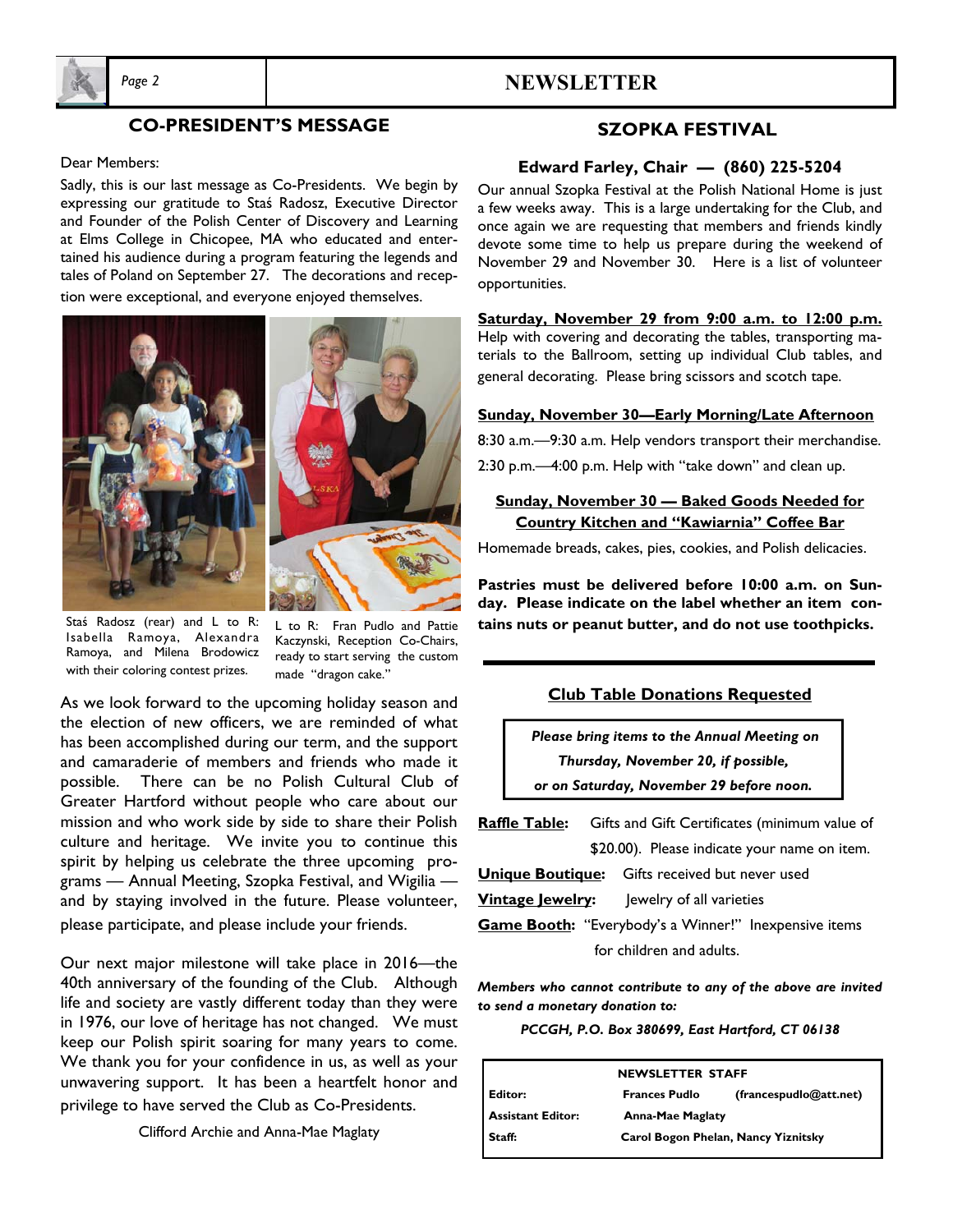## CO-PRESIDENT'S MESSAGE

Dear Members:

Sadly, this is our last message as Co-Presidents. We begin by expressing our gratitude to Staś Radosz, Executive Director and Founder of the Polish Center of Discovery and Learning at Elms College in Chicopee, MA who educated and entertained his audience during a program featuring the legends and tales of Poland on September 27. The decorations and reception were exceptional, and everyone enjoyed themselves.

Staś Radosz (rear) and L to R: Isabella Ramoya, Alexandra Ramoya, and Milena Brodowicz with their coloring contest prizes.

L to R: Fran Pudlo and Pattie Kaczynski, Reception Co-Chairs, ready to start serving the custom made "dragon cake."

As we look forward to the upcoming holiday season and the election of new officers, we are reminded of what has been accomplished during our term, and the support and camaraderie of members and friends who made it possible. There can be no Polish Cultural Club of Greater Hartford without people who care about our mission and who work side by side to share their Polish culture and heritage. We invite you to continue this spirit by helping us celebrate the three upcoming programs — Annual Meeting, Szopka Festival, and Wigilia — and by staying involved in the future. Please volunteer, please participate, and please include your friends.

Our next major milestone will take place in 2016—the 40th anniversary of the founding of the Club. Although life and society are vastly different today than they were in 1976, our love of heritage has not changed. We must keep our Polish spirit soaring for many years to come. We thank you for your confidence in us, as well as your unwavering support. It has been a heartfelt honor and privilege to have served the Club as Co-Presidents.

Clifford Archie and Anna-Mae Maglaty

## SZOPKA FESTIVAL

### Edward Farley, Chair — (860) 225-5204

Our annual Szopka Festival at the Polish National Home is just a few weeks away. This is a large undertaking for the Club, and once again we are requesting that members and friends kindly devote some time to help us prepare during the weekend of November 29 and November 30. Here is a list of volunteer opportunities.

**Saturday, November 29 from 9:00 a.m. to 12:00 p.m.**
Help with covering and decorating the tables, transporting materials to the Ballroom, setting up individual Club tables, and general decorating. Please bring scissors and scotch tape.

**Sunday, November 30—Early Morning/Late Afternoon**

8:30 a.m.—9:30 a.m. Help vendors transport their merchandise.

2:30 p.m.—4:00 p.m. Help with "take down" and clean up.

**Sunday, November 30 — Baked Goods Needed for Country Kitchen and "Kawiarnia" Coffee Bar**

Homemade breads, cakes, pies, cookies, and Polish delicacies.

**Pastries must be delivered before 10:00 a.m. on Sunday. Please indicate on the label whether an item contains nuts or peanut butter, and do not use toothpicks.**

### Club Table Donations Requested

***Please bring items to the Annual Meeting on Thursday, November 20, if possible, or on Saturday, November 29 before noon.***

**Raffle Table:** Gifts and Gift Certificates (minimum value of $20.00). Please indicate your name on item.

**Unique Boutique:** Gifts received but never used

**Vintage Jewelry:** Jewelry of all varieties

**Game Booth:** "Everybody's a Winner!" Inexpensive items for children and adults.

***Members who cannot contribute to any of the above are invited to send a monetary donation to:***

***PCCGH, P.O. Box 380699, East Hartford, CT 06138***

| NEWSLETTER STAFF | | |
|---|---|---|
| Editor: | Frances Pudlo | (francespudlo@att.net) |
| Assistant Editor: | Anna-Mae Maglaty | |
| Staff: | Carol Bogon Phelan, Nancy Yiznitsky | |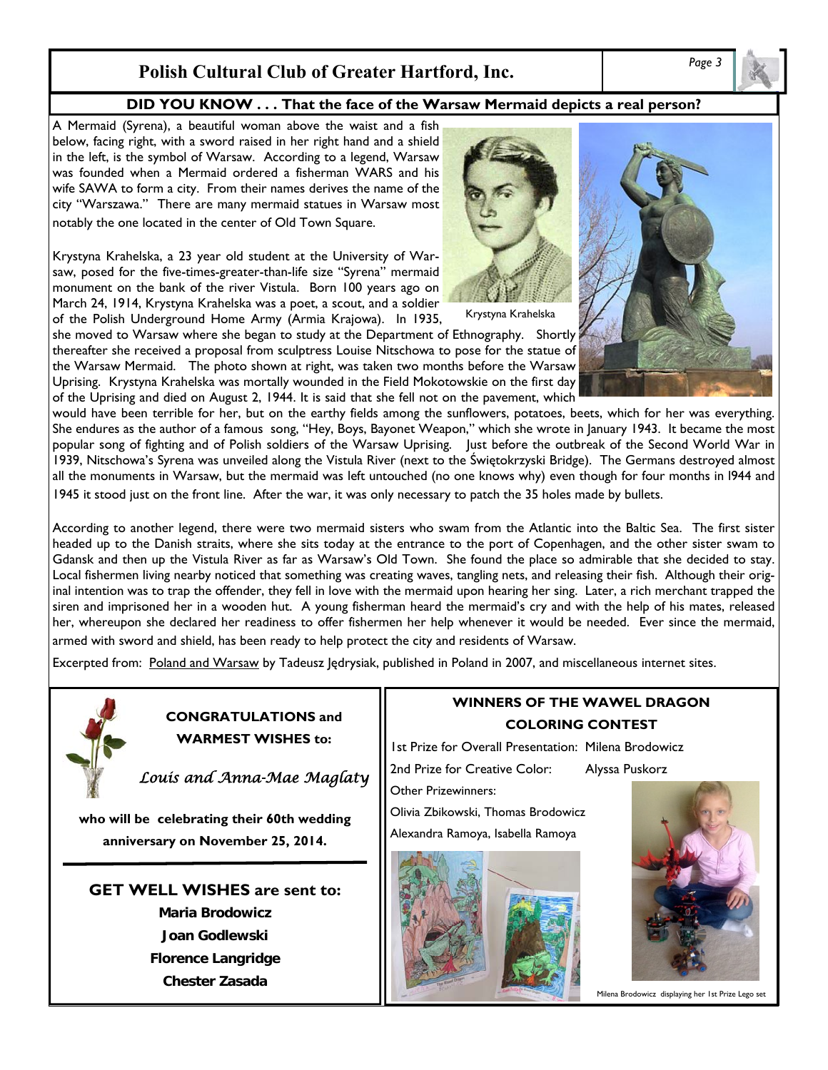## DID YOU KNOW . . . That the face of the Warsaw Mermaid depicts a real person?

A Mermaid (Syrena), a beautiful woman above the waist and a fish below, facing right, with a sword raised in her right hand and a shield in the left, is the symbol of Warsaw. According to a legend, Warsaw was founded when a Mermaid ordered a fisherman WARS and his wife SAWA to form a city. From their names derives the name of the city "Warszawa." There are many mermaid statues in Warsaw most notably the one located in the center of Old Town Square.

Krystyna Krahelska, a 23 year old student at the University of Warsaw, posed for the five-times-greater-than-life size "Syrena" mermaid monument on the bank of the river Vistula. Born 100 years ago on March 24, 1914, Krystyna Krahelska was a poet, a scout, and a soldier of the Polish Underground Home Army (Armia Krajowa). In 1935, she moved to Warsaw where she began to study at the Department of Ethnography. Shortly thereafter she received a proposal from sculptress Louise Nitschowa to pose for the statue of the Warsaw Mermaid. The photo shown at right, was taken two months before the Warsaw Uprising. Krystyna Krahelska was mortally wounded in the Field Mokotowskie on the first day of the Uprising and died on August 2, 1944. It is said that she fell not on the pavement, which would have been terrible for her, but on the earthy fields among the sunflowers, potatoes, beets, which for her was everything. She endures as the author of a famous song, "Hey, Boys, Bayonet Weapon," which she wrote in January 1943. It became the most popular song of fighting and of Polish soldiers of the Warsaw Uprising. Just before the outbreak of the Second World War in 1939, Nitschowa's Syrena was unveiled along the Vistula River (next to the Świętokrzyski Bridge). The Germans destroyed almost all the monuments in Warsaw, but the mermaid was left untouched (no one knows why) even though for four months in 1944 and 1945 it stood just on the front line. After the war, it was only necessary to patch the 35 holes made by bullets.

Krystyna Krahelska

According to another legend, there were two mermaid sisters who swam from the Atlantic into the Baltic Sea. The first sister headed up to the Danish straits, where she sits today at the entrance to the port of Copenhagen, and the other sister swam to Gdansk and then up the Vistula River as far as Warsaw's Old Town. She found the place so admirable that she decided to stay. Local fishermen living nearby noticed that something was creating waves, tangling nets, and releasing their fish. Although their original intention was to trap the offender, they fell in love with the mermaid upon hearing her sing. Later, a rich merchant trapped the siren and imprisoned her in a wooden hut. A young fisherman heard the mermaid's cry and with the help of his mates, released her, whereupon she declared her readiness to offer fishermen her help whenever it would be needed. Ever since the mermaid, armed with sword and shield, has been ready to help protect the city and residents of Warsaw.

Excerpted from: Poland and Warsaw by Tadeusz Jędrysiak, published in Poland in 2007, and miscellaneous internet sites.

**CONGRATULATIONS and WARMEST WISHES to:**

*Louis and Anna-Mae Maglaty*

**who will be celebrating their 60th wedding anniversary on November 25, 2014.**

**GET WELL WISHES are sent to:**

**Maria Brodowicz**
**Joan Godlewski**
**Florence Langridge**
**Chester Zasada**

### WINNERS OF THE WAWEL DRAGON COLORING CONTEST

1st Prize for Overall Presentation: Milena Brodowicz

2nd Prize for Creative Color: Alyssa Puskorz

Other Prizewinners:

Olivia Zbikowski, Thomas Brodowicz

Alexandra Ramoya, Isabella Ramoya

Milena Brodowicz displaying her 1st Prize Lego set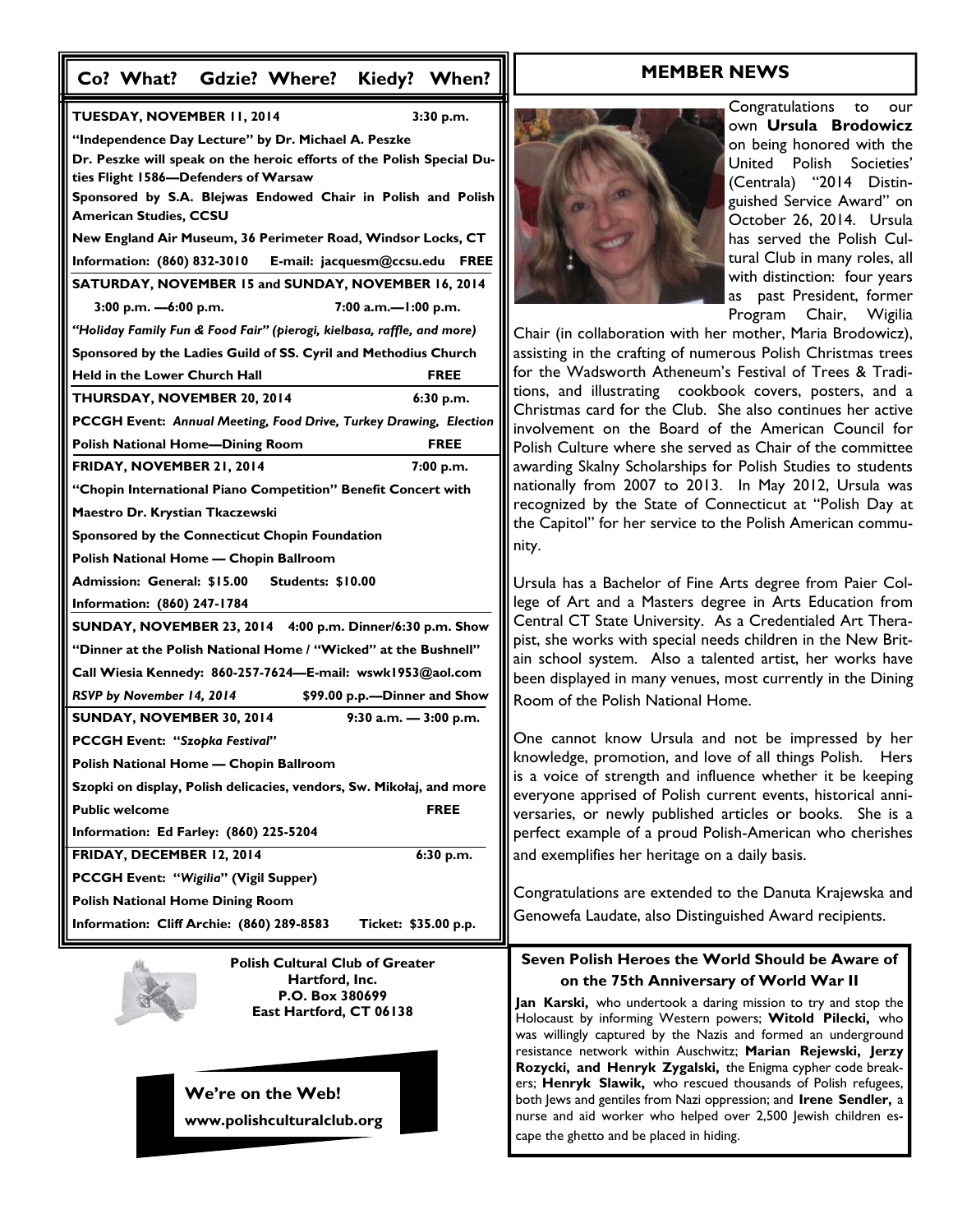## Co? What? Gdzie? Where? Kiedy? When?

**TUESDAY, NOVEMBER 11, 2014** — **3:30 p.m.**

**"Independence Day Lecture" by Dr. Michael A. Peszke**

**Dr. Peszke will speak on the heroic efforts of the Polish Special Duties Flight 1586—Defenders of Warsaw**

**Sponsored by S.A. Blejwas Endowed Chair in Polish and Polish American Studies, CCSU**

**New England Air Museum, 36 Perimeter Road, Windsor Locks, CT**

**Information: (860) 832-3010 E-mail: jacquesm@ccsu.edu FREE**

**SATURDAY, NOVEMBER 15 and SUNDAY, NOVEMBER 16, 2014**

**3:00 p.m. —6:00 p.m. 7:00 a.m.—1:00 p.m.**

***"Holiday Family Fun & Food Fair" (pierogi, kielbasa, raffle, and more)***

**Sponsored by the Ladies Guild of SS. Cyril and Methodius Church**

**Held in the Lower Church Hall FREE**

**THURSDAY, NOVEMBER 20, 2014** — **6:30 p.m.**

**PCCGH Event:** ***Annual Meeting, Food Drive, Turkey Drawing, Election***

**Polish National Home—Dining Room FREE**

**FRIDAY, NOVEMBER 21, 2014** — **7:00 p.m.**

**"Chopin International Piano Competition" Benefit Concert with Maestro Dr. Krystian Tkaczewski**

**Sponsored by the Connecticut Chopin Foundation**

**Polish National Home — Chopin Ballroom**

**Admission: General: $15.00 Students: $10.00**

**Information: (860) 247-1784**

**SUNDAY, NOVEMBER 23, 2014 4:00 p.m. Dinner/6:30 p.m. Show**

**"Dinner at the Polish National Home / "Wicked" at the Bushnell"**

**Call Wiesia Kennedy: 860-257-7624—E-mail: wswk1953@aol.com**

***RSVP by November 14, 2014*** **$99.00 p.p.—Dinner and Show**

**SUNDAY, NOVEMBER 30, 2014** — **9:30 a.m. — 3:00 p.m.**

**PCCGH Event: "*Szopka Festival*"**

**Polish National Home — Chopin Ballroom**

**Szopki on display, Polish delicacies, vendors, Sw. Mikołaj, and more**

**Public welcome FREE**

**Information: Ed Farley: (860) 225-5204**

**FRIDAY, DECEMBER 12, 2014** — **6:30 p.m.**

**PCCGH Event: "*Wigilia*" (Vigil Supper)**

**Polish National Home Dining Room**

**Information: Cliff Archie: (860) 289-8583 Ticket: $35.00 p.p.**

**Polish Cultural Club of Greater Hartford, Inc.**
**P.O. Box 380699**
**East Hartford, CT 06138**

**We're on the Web!**
**www.polishculturalclub.org**

## MEMBER NEWS

Congratulations to our own **Ursula Brodowicz** on being honored with the United Polish Societies' (Centrala) "2014 Distinguished Service Award" on October 26, 2014. Ursula has served the Polish Cultural Club in many roles, all with distinction: four years as past President, former Program Chair, Wigilia Chair (in collaboration with her mother, Maria Brodowicz), assisting in the crafting of numerous Polish Christmas trees for the Wadsworth Atheneum's Festival of Trees & Traditions, and illustrating cookbook covers, posters, and a Christmas card for the Club. She also continues her active involvement on the Board of the American Council for Polish Culture where she served as Chair of the committee awarding Skalny Scholarships for Polish Studies to students nationally from 2007 to 2013. In May 2012, Ursula was recognized by the State of Connecticut at "Polish Day at the Capitol" for her service to the Polish American community.

Ursula has a Bachelor of Fine Arts degree from Paier College of Art and a Masters degree in Arts Education from Central CT State University. As a Credentialed Art Therapist, she works with special needs children in the New Britain school system. Also a talented artist, her works have been displayed in many venues, most currently in the Dining Room of the Polish National Home.

One cannot know Ursula and not be impressed by her knowledge, promotion, and love of all things Polish. Hers is a voice of strength and influence whether it be keeping everyone apprised of Polish current events, historical anniversaries, or newly published articles or books. She is a perfect example of a proud Polish-American who cherishes and exemplifies her heritage on a daily basis.

Congratulations are extended to the Danuta Krajewska and Genowefa Laudate, also Distinguished Award recipients.

### Seven Polish Heroes the World Should be Aware of on the 75th Anniversary of World War II

**Jan Karski,** who undertook a daring mission to try and stop the Holocaust by informing Western powers; **Witold Pilecki,** who was willingly captured by the Nazis and formed an underground resistance network within Auschwitz; **Marian Rejewski, Jerzy Rozycki, and Henryk Zygalski,** the Enigma cypher code breakers; **Henryk Slawik,** who rescued thousands of Polish refugees, both Jews and gentiles from Nazi oppression; and **Irene Sendler,** a nurse and aid worker who helped over 2,500 Jewish children escape the ghetto and be placed in hiding.